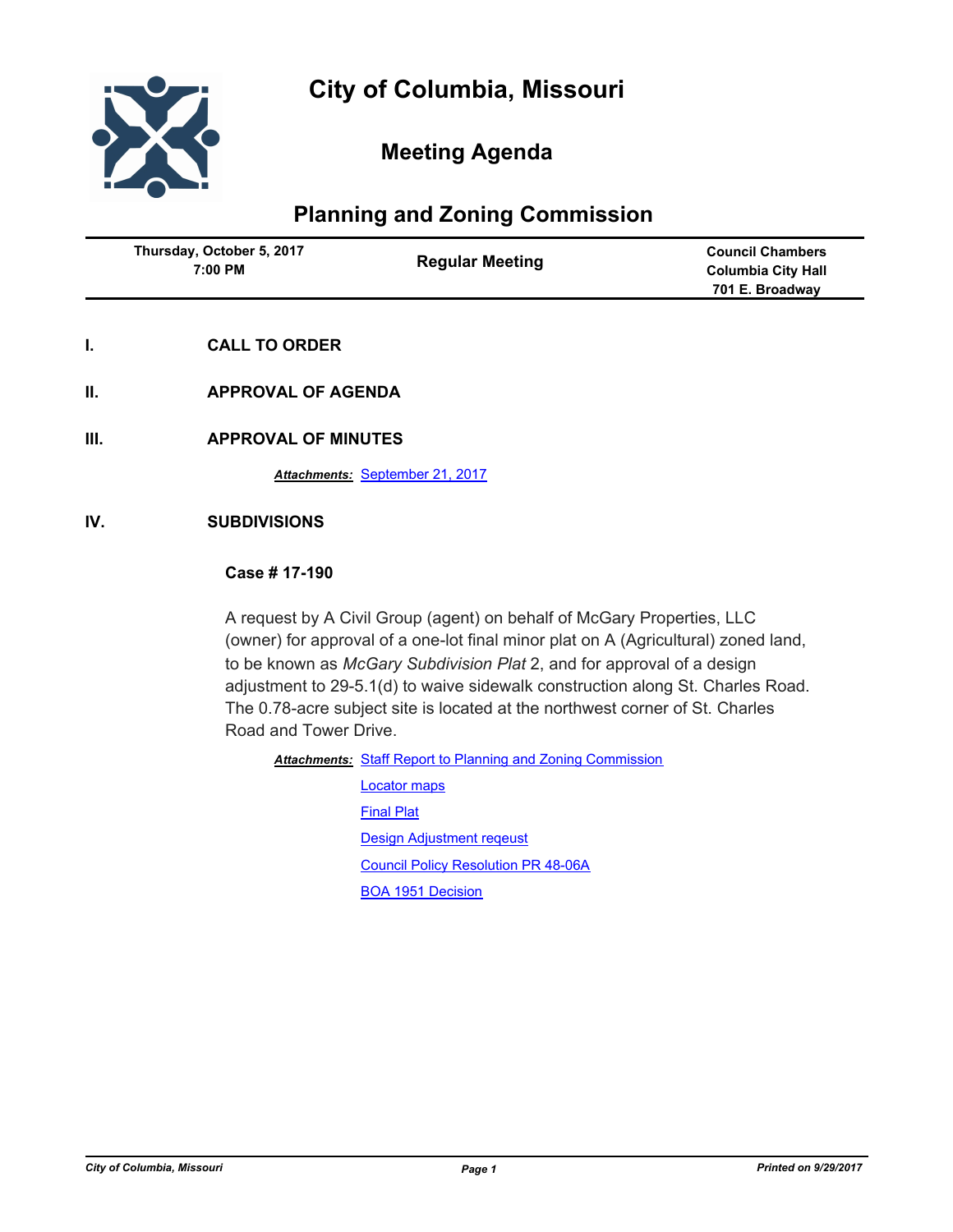# City of Columbia, Missouri

## Meeting Agenda

## Planning and Zoning Commission

| Thursday, October 5, 2017 7:00 PM | Regular Meeting | Council Chambers Columbia City Hall 701 E. Broadway |
|---|---|---|

**I. CALL TO ORDER**

**II. APPROVAL OF AGENDA**

**III. APPROVAL OF MINUTES**

***Attachments:*** September 21, 2017

**IV. SUBDIVISIONS**

### Case # 17-190

A request by A Civil Group (agent) on behalf of McGary Properties, LLC (owner) for approval of a one-lot final minor plat on A (Agricultural) zoned land, to be known as *McGary Subdivision Plat* 2, and for approval of a design adjustment to 29-5.1(d) to waive sidewalk construction along St. Charles Road. The 0.78-acre subject site is located at the northwest corner of St. Charles Road and Tower Drive.

***Attachments:*** Staff Report to Planning and Zoning Commission

Locator maps

Final Plat

Design Adjustment reqeust

Council Policy Resolution PR 48-06A

BOA 1951 Decision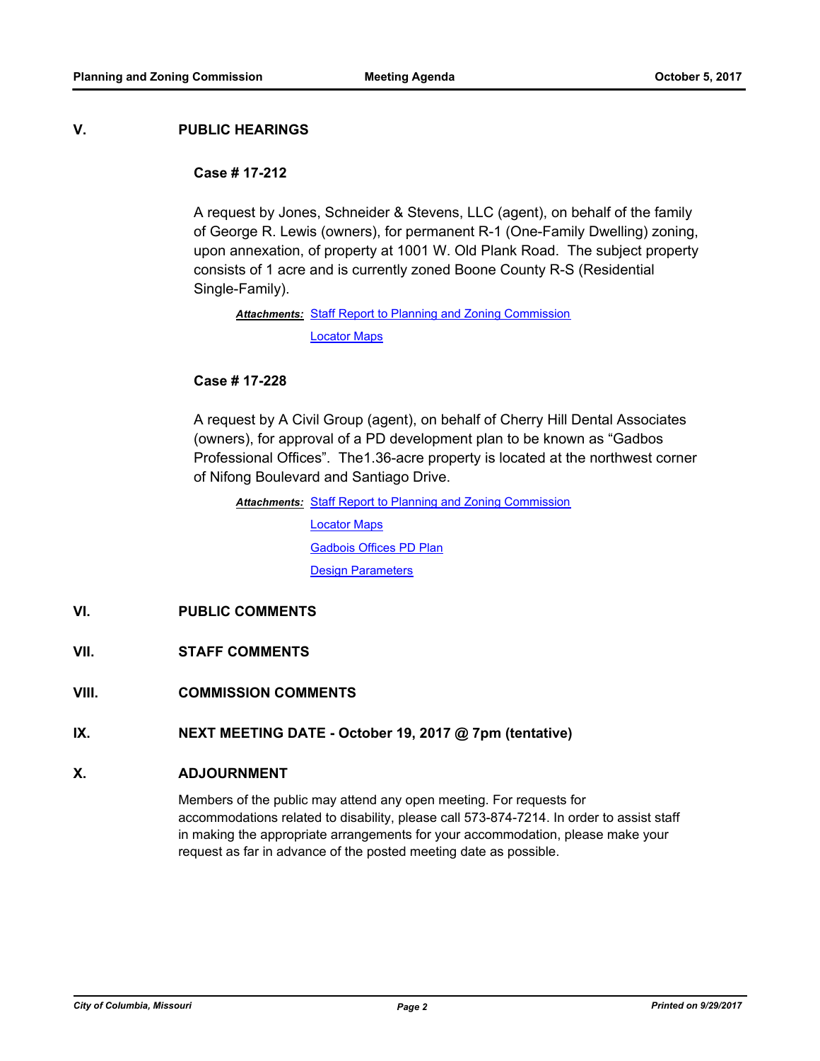## V. PUBLIC HEARINGS

### Case # 17-212

A request by Jones, Schneider & Stevens, LLC (agent), on behalf of the family of George R. Lewis (owners), for permanent R-1 (One-Family Dwelling) zoning, upon annexation, of property at 1001 W. Old Plank Road. The subject property consists of 1 acre and is currently zoned Boone County R-S (Residential Single-Family).

***Attachments:*** Staff Report to Planning and Zoning Commission
Locator Maps

### Case # 17-228

A request by A Civil Group (agent), on behalf of Cherry Hill Dental Associates (owners), for approval of a PD development plan to be known as "Gadbos Professional Offices". The1.36-acre property is located at the northwest corner of Nifong Boulevard and Santiago Drive.

***Attachments:*** Staff Report to Planning and Zoning Commission
Locator Maps
Gadbois Offices PD Plan
Design Parameters

## VI. PUBLIC COMMENTS

## VII. STAFF COMMENTS

## VIII. COMMISSION COMMENTS

## IX. NEXT MEETING DATE - October 19, 2017 @ 7pm (tentative)

## X. ADJOURNMENT

Members of the public may attend any open meeting. For requests for accommodations related to disability, please call 573-874-7214. In order to assist staff in making the appropriate arrangements for your accommodation, please make your request as far in advance of the posted meeting date as possible.